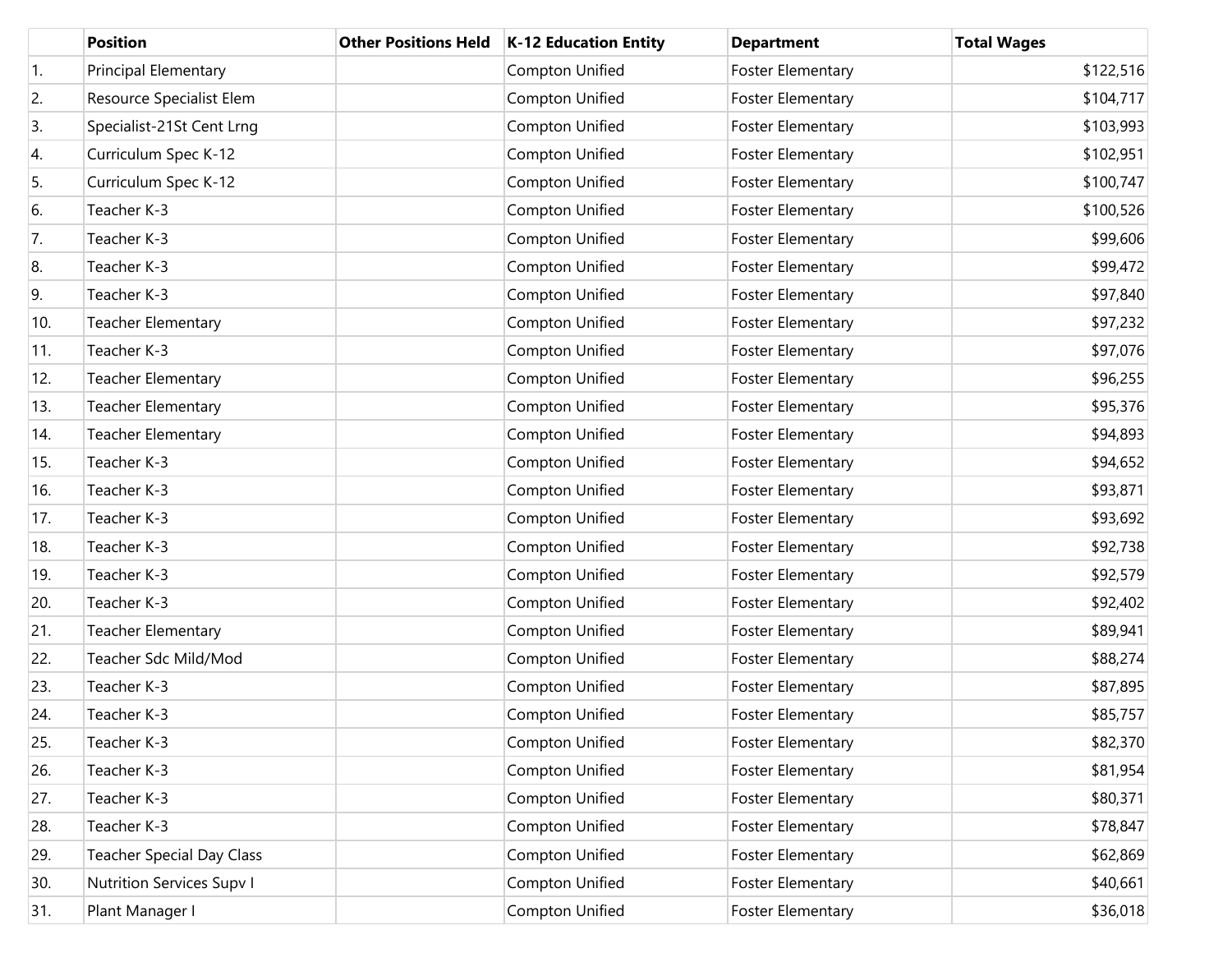| | Position | Other Positions Held | K-12 Education Entity | Department | Total Wages |
|---|---|---|---|---|---|
| 1. | Principal Elementary | | Compton Unified | Foster Elementary | $122,516 |
| 2. | Resource Specialist Elem | | Compton Unified | Foster Elementary | $104,717 |
| 3. | Specialist-21St Cent Lrng | | Compton Unified | Foster Elementary | $103,993 |
| 4. | Curriculum Spec K-12 | | Compton Unified | Foster Elementary | $102,951 |
| 5. | Curriculum Spec K-12 | | Compton Unified | Foster Elementary | $100,747 |
| 6. | Teacher K-3 | | Compton Unified | Foster Elementary | $100,526 |
| 7. | Teacher K-3 | | Compton Unified | Foster Elementary | $99,606 |
| 8. | Teacher K-3 | | Compton Unified | Foster Elementary | $99,472 |
| 9. | Teacher K-3 | | Compton Unified | Foster Elementary | $97,840 |
| 10. | Teacher Elementary | | Compton Unified | Foster Elementary | $97,232 |
| 11. | Teacher K-3 | | Compton Unified | Foster Elementary | $97,076 |
| 12. | Teacher Elementary | | Compton Unified | Foster Elementary | $96,255 |
| 13. | Teacher Elementary | | Compton Unified | Foster Elementary | $95,376 |
| 14. | Teacher Elementary | | Compton Unified | Foster Elementary | $94,893 |
| 15. | Teacher K-3 | | Compton Unified | Foster Elementary | $94,652 |
| 16. | Teacher K-3 | | Compton Unified | Foster Elementary | $93,871 |
| 17. | Teacher K-3 | | Compton Unified | Foster Elementary | $93,692 |
| 18. | Teacher K-3 | | Compton Unified | Foster Elementary | $92,738 |
| 19. | Teacher K-3 | | Compton Unified | Foster Elementary | $92,579 |
| 20. | Teacher K-3 | | Compton Unified | Foster Elementary | $92,402 |
| 21. | Teacher Elementary | | Compton Unified | Foster Elementary | $89,941 |
| 22. | Teacher Sdc Mild/Mod | | Compton Unified | Foster Elementary | $88,274 |
| 23. | Teacher K-3 | | Compton Unified | Foster Elementary | $87,895 |
| 24. | Teacher K-3 | | Compton Unified | Foster Elementary | $85,757 |
| 25. | Teacher K-3 | | Compton Unified | Foster Elementary | $82,370 |
| 26. | Teacher K-3 | | Compton Unified | Foster Elementary | $81,954 |
| 27. | Teacher K-3 | | Compton Unified | Foster Elementary | $80,371 |
| 28. | Teacher K-3 | | Compton Unified | Foster Elementary | $78,847 |
| 29. | Teacher Special Day Class | | Compton Unified | Foster Elementary | $62,869 |
| 30. | Nutrition Services Supv I | | Compton Unified | Foster Elementary | $40,661 |
| 31. | Plant Manager I | | Compton Unified | Foster Elementary | $36,018 |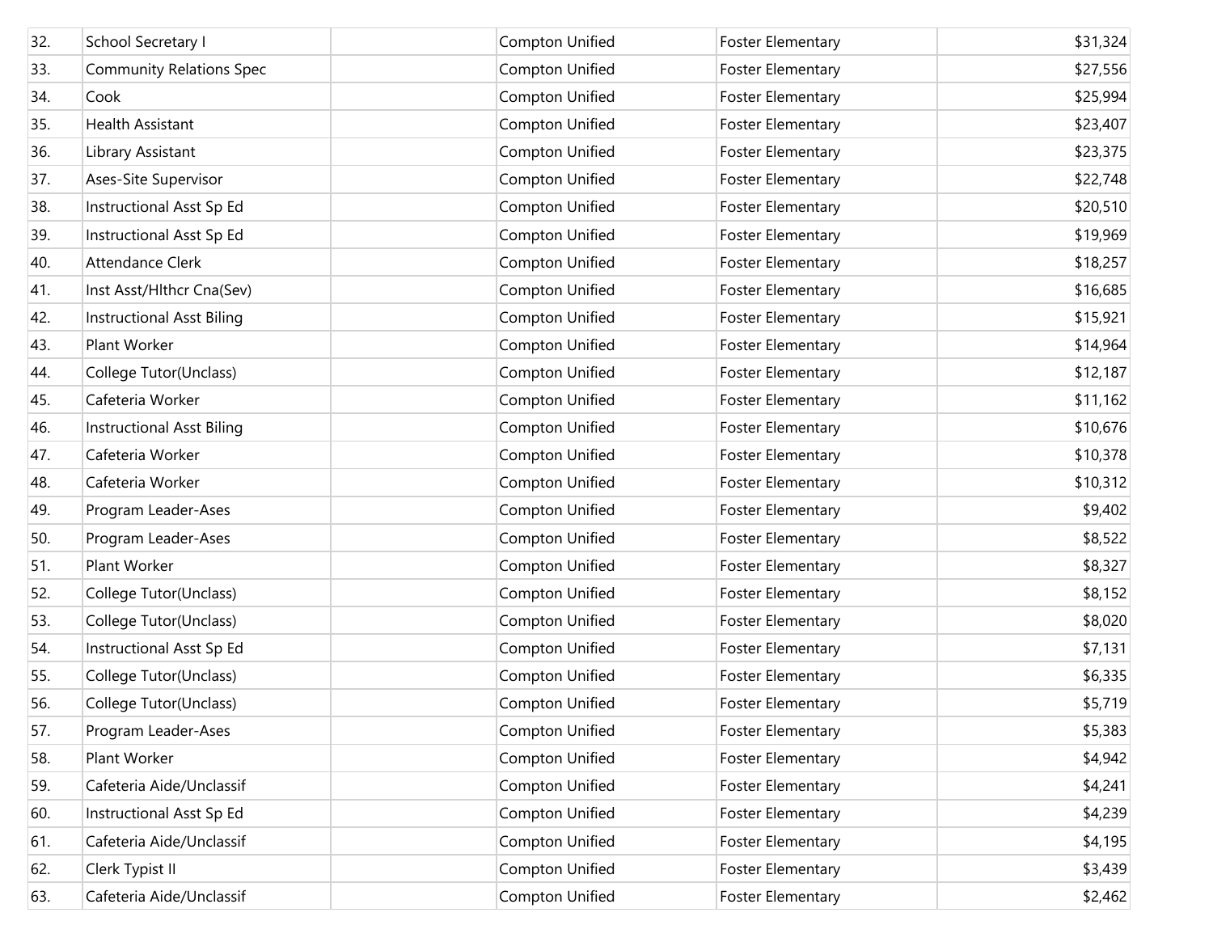| | | | | | |
|---|---|---|---|---|---|
| 32. | School Secretary I | | Compton Unified | Foster Elementary | $31,324 |
| 33. | Community Relations Spec | | Compton Unified | Foster Elementary | $27,556 |
| 34. | Cook | | Compton Unified | Foster Elementary | $25,994 |
| 35. | Health Assistant | | Compton Unified | Foster Elementary | $23,407 |
| 36. | Library Assistant | | Compton Unified | Foster Elementary | $23,375 |
| 37. | Ases-Site Supervisor | | Compton Unified | Foster Elementary | $22,748 |
| 38. | Instructional Asst Sp Ed | | Compton Unified | Foster Elementary | $20,510 |
| 39. | Instructional Asst Sp Ed | | Compton Unified | Foster Elementary | $19,969 |
| 40. | Attendance Clerk | | Compton Unified | Foster Elementary | $18,257 |
| 41. | Inst Asst/Hlthcr Cna(Sev) | | Compton Unified | Foster Elementary | $16,685 |
| 42. | Instructional Asst Biling | | Compton Unified | Foster Elementary | $15,921 |
| 43. | Plant Worker | | Compton Unified | Foster Elementary | $14,964 |
| 44. | College Tutor(Unclass) | | Compton Unified | Foster Elementary | $12,187 |
| 45. | Cafeteria Worker | | Compton Unified | Foster Elementary | $11,162 |
| 46. | Instructional Asst Biling | | Compton Unified | Foster Elementary | $10,676 |
| 47. | Cafeteria Worker | | Compton Unified | Foster Elementary | $10,378 |
| 48. | Cafeteria Worker | | Compton Unified | Foster Elementary | $10,312 |
| 49. | Program Leader-Ases | | Compton Unified | Foster Elementary | $9,402 |
| 50. | Program Leader-Ases | | Compton Unified | Foster Elementary | $8,522 |
| 51. | Plant Worker | | Compton Unified | Foster Elementary | $8,327 |
| 52. | College Tutor(Unclass) | | Compton Unified | Foster Elementary | $8,152 |
| 53. | College Tutor(Unclass) | | Compton Unified | Foster Elementary | $8,020 |
| 54. | Instructional Asst Sp Ed | | Compton Unified | Foster Elementary | $7,131 |
| 55. | College Tutor(Unclass) | | Compton Unified | Foster Elementary | $6,335 |
| 56. | College Tutor(Unclass) | | Compton Unified | Foster Elementary | $5,719 |
| 57. | Program Leader-Ases | | Compton Unified | Foster Elementary | $5,383 |
| 58. | Plant Worker | | Compton Unified | Foster Elementary | $4,942 |
| 59. | Cafeteria Aide/Unclassif | | Compton Unified | Foster Elementary | $4,241 |
| 60. | Instructional Asst Sp Ed | | Compton Unified | Foster Elementary | $4,239 |
| 61. | Cafeteria Aide/Unclassif | | Compton Unified | Foster Elementary | $4,195 |
| 62. | Clerk Typist II | | Compton Unified | Foster Elementary | $3,439 |
| 63. | Cafeteria Aide/Unclassif | | Compton Unified | Foster Elementary | $2,462 |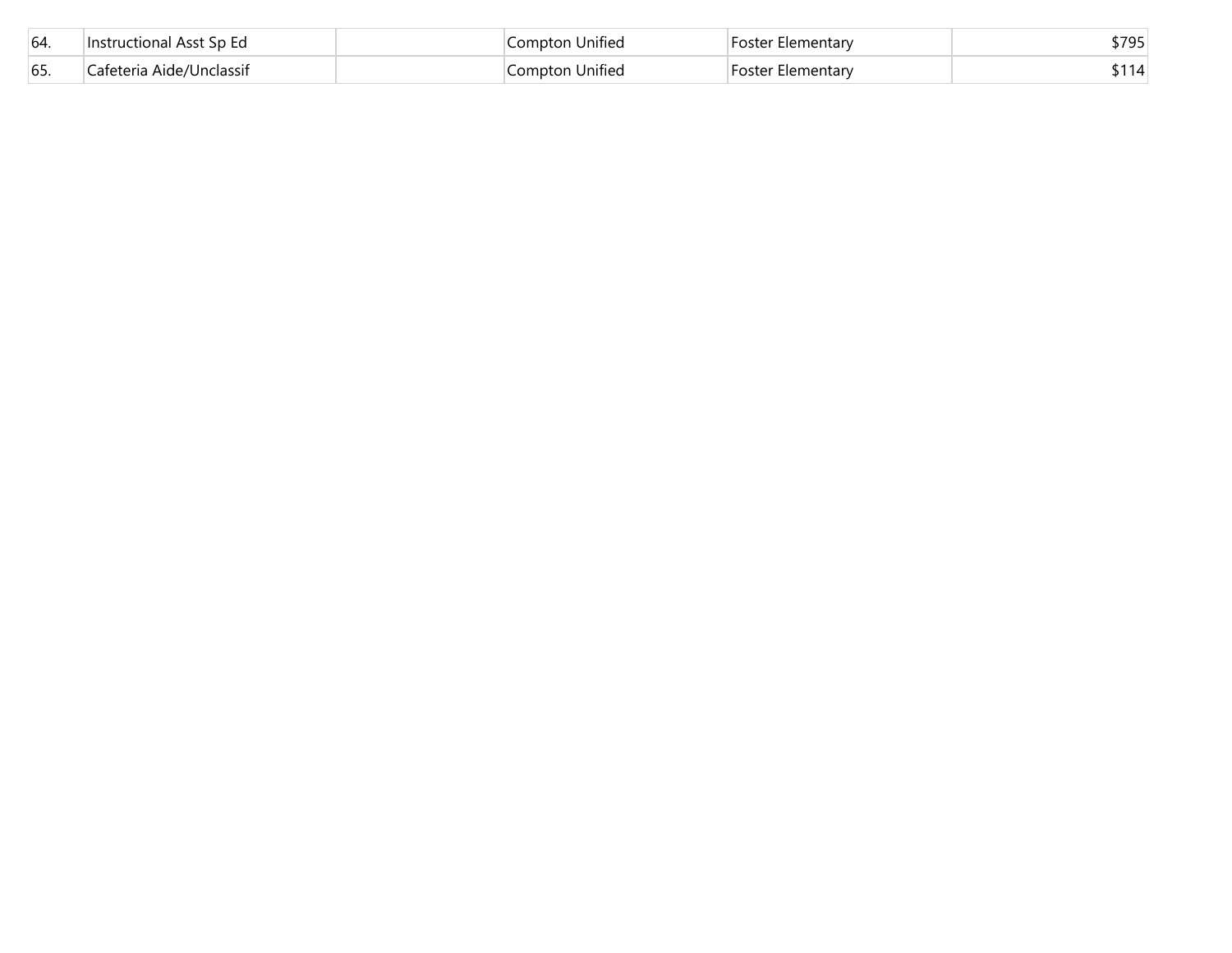| | | | | | |
|---|---|---|---|---|---|
| 64. | Instructional Asst Sp Ed | | Compton Unified | Foster Elementary | $795 |
| 65. | Cafeteria Aide/Unclassif | | Compton Unified | Foster Elementary | $114 |